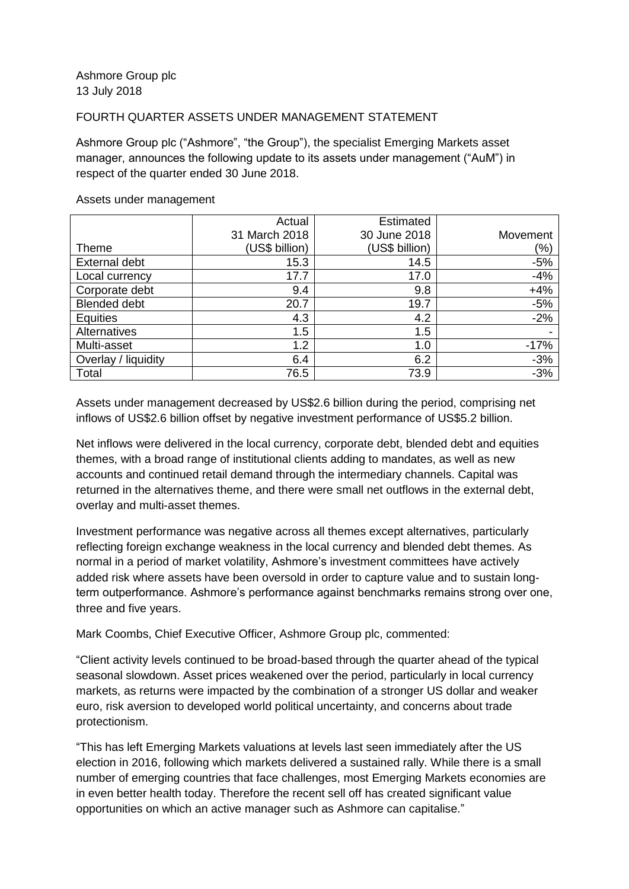Ashmore Group plc
13 July 2018

FOURTH QUARTER ASSETS UNDER MANAGEMENT STATEMENT

Ashmore Group plc ("Ashmore", "the Group"), the specialist Emerging Markets asset manager, announces the following update to its assets under management ("AuM") in respect of the quarter ended 30 June 2018.

Assets under management

| Theme | Actual 31 March 2018 (US$ billion) | Estimated 30 June 2018 (US$ billion) | Movement (%) |
|---|---|---|---|
| External debt | 15.3 | 14.5 | -5% |
| Local currency | 17.7 | 17.0 | -4% |
| Corporate debt | 9.4 | 9.8 | +4% |
| Blended debt | 20.7 | 19.7 | -5% |
| Equities | 4.3 | 4.2 | -2% |
| Alternatives | 1.5 | 1.5 | - |
| Multi-asset | 1.2 | 1.0 | -17% |
| Overlay / liquidity | 6.4 | 6.2 | -3% |
| Total | 76.5 | 73.9 | -3% |

Assets under management decreased by US$2.6 billion during the period, comprising net inflows of US$2.6 billion offset by negative investment performance of US$5.2 billion.

Net inflows were delivered in the local currency, corporate debt, blended debt and equities themes, with a broad range of institutional clients adding to mandates, as well as new accounts and continued retail demand through the intermediary channels. Capital was returned in the alternatives theme, and there were small net outflows in the external debt, overlay and multi-asset themes.

Investment performance was negative across all themes except alternatives, particularly reflecting foreign exchange weakness in the local currency and blended debt themes. As normal in a period of market volatility, Ashmore's investment committees have actively added risk where assets have been oversold in order to capture value and to sustain long-term outperformance. Ashmore's performance against benchmarks remains strong over one, three and five years.

Mark Coombs, Chief Executive Officer, Ashmore Group plc, commented:

"Client activity levels continued to be broad-based through the quarter ahead of the typical seasonal slowdown. Asset prices weakened over the period, particularly in local currency markets, as returns were impacted by the combination of a stronger US dollar and weaker euro, risk aversion to developed world political uncertainty, and concerns about trade protectionism.

"This has left Emerging Markets valuations at levels last seen immediately after the US election in 2016, following which markets delivered a sustained rally. While there is a small number of emerging countries that face challenges, most Emerging Markets economies are in even better health today. Therefore the recent sell off has created significant value opportunities on which an active manager such as Ashmore can capitalise."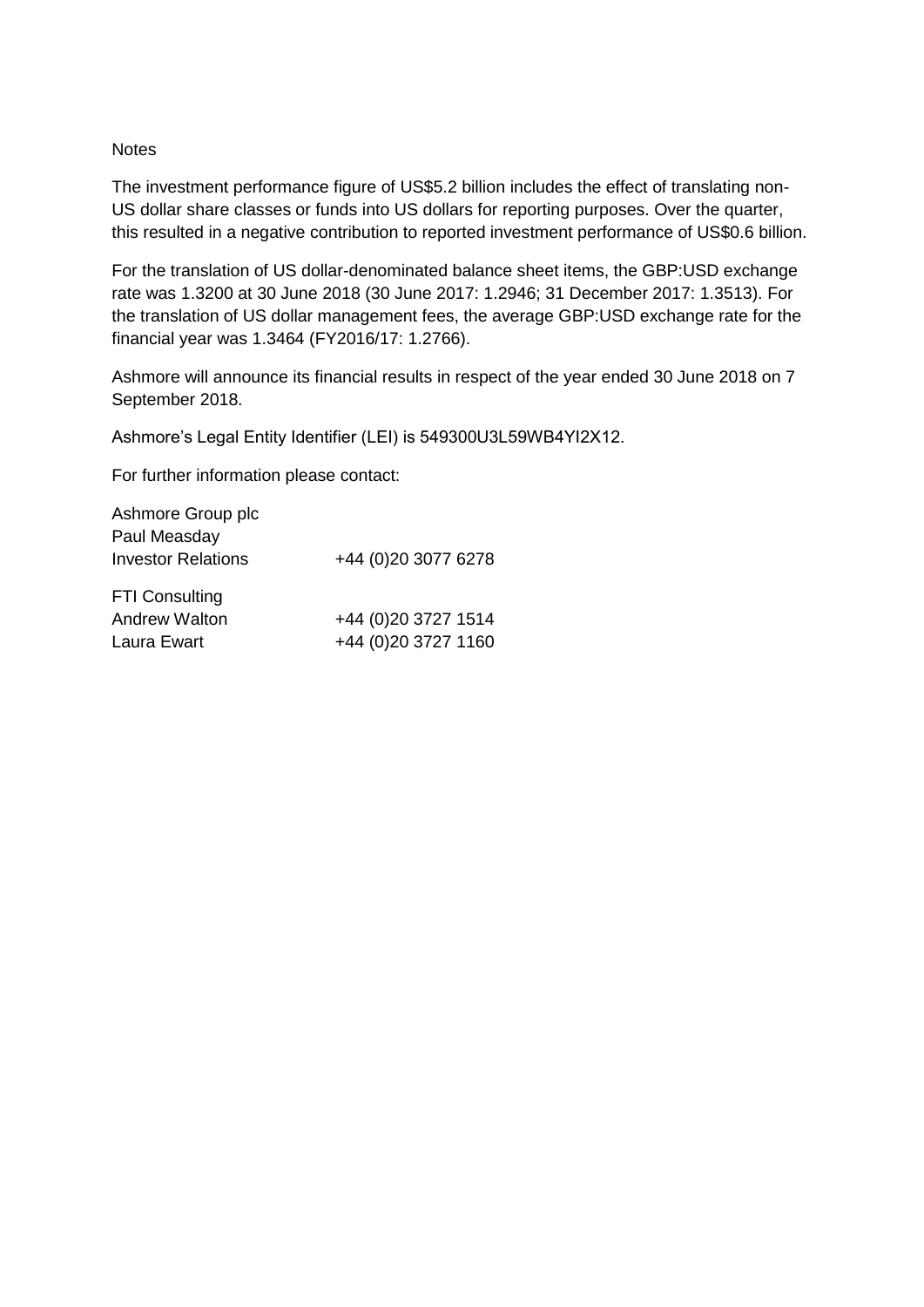Notes

The investment performance figure of US$5.2 billion includes the effect of translating non-US dollar share classes or funds into US dollars for reporting purposes. Over the quarter, this resulted in a negative contribution to reported investment performance of US$0.6 billion.

For the translation of US dollar-denominated balance sheet items, the GBP:USD exchange rate was 1.3200 at 30 June 2018 (30 June 2017: 1.2946; 31 December 2017: 1.3513). For the translation of US dollar management fees, the average GBP:USD exchange rate for the financial year was 1.3464 (FY2016/17: 1.2766).

Ashmore will announce its financial results in respect of the year ended 30 June 2018 on 7 September 2018.

Ashmore's Legal Entity Identifier (LEI) is 549300U3L59WB4YI2X12.

For further information please contact:

| | |
|---|---|
| Ashmore Group plc | |
| Paul Measday | |
| Investor Relations | +44 (0)20 3077 6278 |
| FTI Consulting | |
| Andrew Walton | +44 (0)20 3727 1514 |
| Laura Ewart | +44 (0)20 3727 1160 |